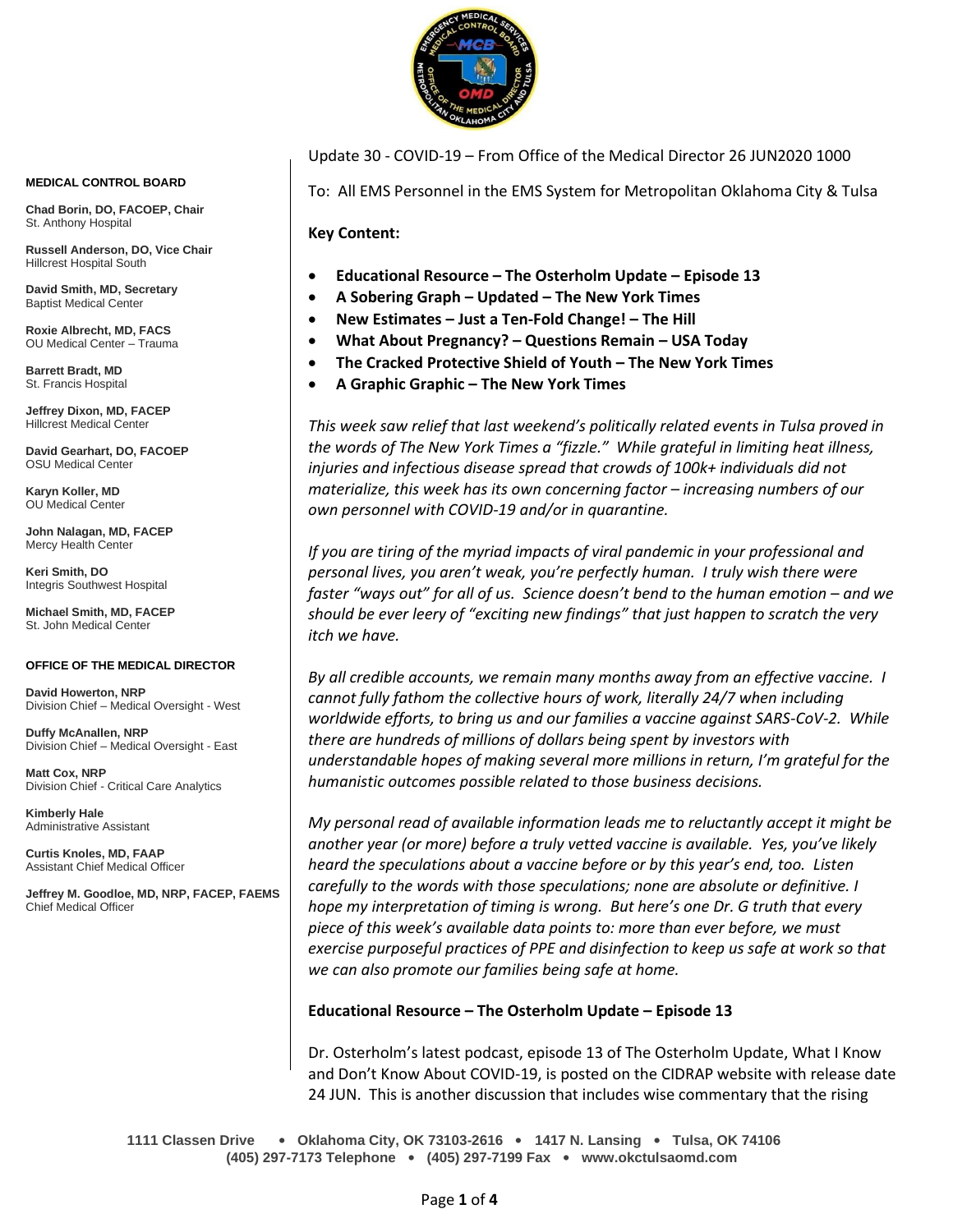Update 30 - COVID-19 – From Office of the Medical Director 26 JUN2020 1000

To: All EMS Personnel in the EMS System for Metropolitan Oklahoma City & Tulsa

**Key Content:**

- **Educational Resource – The Osterholm Update – Episode 13**
- **A Sobering Graph – Updated – The New York Times**
- **New Estimates – Just a Ten-Fold Change! – The Hill**
- **What About Pregnancy? – Questions Remain – USA Today**
- **The Cracked Protective Shield of Youth – The New York Times**
- **A Graphic Graphic – The New York Times**

*This week saw relief that last weekend's politically related events in Tulsa proved in the words of The New York Times a "fizzle." While grateful in limiting heat illness, injuries and infectious disease spread that crowds of 100k+ individuals did not materialize, this week has its own concerning factor – increasing numbers of our own personnel with COVID-19 and/or in quarantine.*

*If you are tiring of the myriad impacts of viral pandemic in your professional and personal lives, you aren't weak, you're perfectly human. I truly wish there were faster "ways out" for all of us. Science doesn't bend to the human emotion – and we should be ever leery of "exciting new findings" that just happen to scratch the very itch we have.*

*By all credible accounts, we remain many months away from an effective vaccine. I cannot fully fathom the collective hours of work, literally 24/7 when including worldwide efforts, to bring us and our families a vaccine against SARS-CoV-2. While there are hundreds of millions of dollars being spent by investors with understandable hopes of making several more millions in return, I'm grateful for the humanistic outcomes possible related to those business decisions.*

*My personal read of available information leads me to reluctantly accept it might be another year (or more) before a truly vetted vaccine is available. Yes, you've likely heard the speculations about a vaccine before or by this year's end, too. Listen carefully to the words with those speculations; none are absolute or definitive. I hope my interpretation of timing is wrong. But here's one Dr. G truth that every piece of this week's available data points to: more than ever before, we must exercise purposeful practices of PPE and disinfection to keep us safe at work so that we can also promote our families being safe at home.*

**Educational Resource – The Osterholm Update – Episode 13**

Dr. Osterholm's latest podcast, episode 13 of The Osterholm Update, What I Know and Don't Know About COVID-19, is posted on the CIDRAP website with release date 24 JUN. This is another discussion that includes wise commentary that the rising

**MEDICAL CONTROL BOARD**

**Chad Borin, DO, FACOEP, Chair**
St. Anthony Hospital

**Russell Anderson, DO, Vice Chair**
Hillcrest Hospital South

**David Smith, MD, Secretary**
Baptist Medical Center

**Roxie Albrecht, MD, FACS**
OU Medical Center – Trauma

**Barrett Bradt, MD**
St. Francis Hospital

**Jeffrey Dixon, MD, FACEP**
Hillcrest Medical Center

**David Gearhart, DO, FACOEP**
OSU Medical Center

**Karyn Koller, MD**
OU Medical Center

**John Nalagan, MD, FACEP**
Mercy Health Center

**Keri Smith, DO**
Integris Southwest Hospital

**Michael Smith, MD, FACEP**
St. John Medical Center

**OFFICE OF THE MEDICAL DIRECTOR**

**David Howerton, NRP**
Division Chief – Medical Oversight - West

**Duffy McAnallen, NRP**
Division Chief – Medical Oversight - East

**Matt Cox, NRP**
Division Chief - Critical Care Analytics

**Kimberly Hale**
Administrative Assistant

**Curtis Knoles, MD, FAAP**
Assistant Chief Medical Officer

**Jeffrey M. Goodloe, MD, NRP, FACEP, FAEMS**
Chief Medical Officer

1111 Classen Drive • Oklahoma City, OK 73103-2616 • 1417 N. Lansing • Tulsa, OK 74106
(405) 297-7173 Telephone • (405) 297-7199 Fax • www.okctulsaomd.com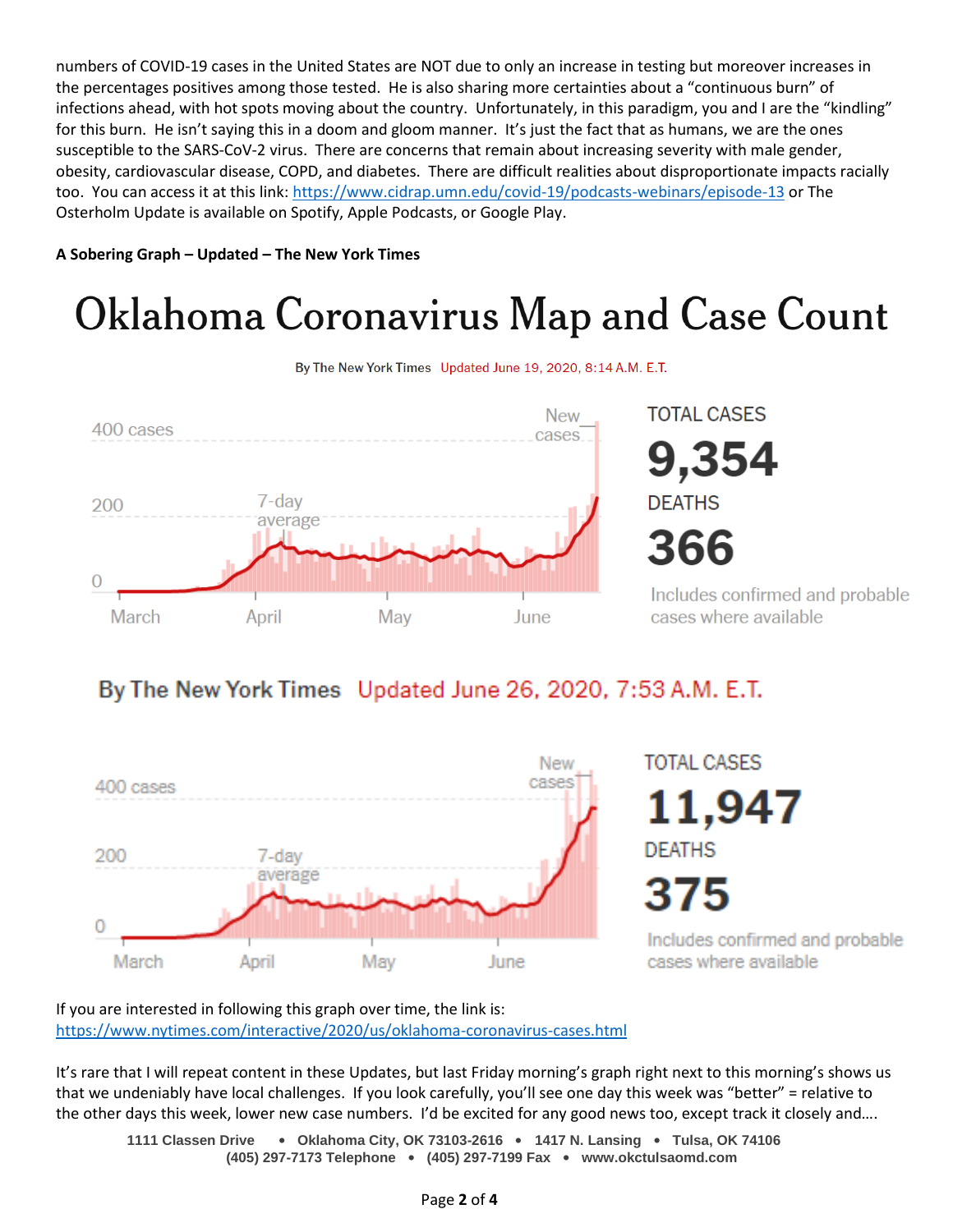numbers of COVID-19 cases in the United States are NOT due to only an increase in testing but moreover increases in the percentages positives among those tested. He is also sharing more certainties about a "continuous burn" of infections ahead, with hot spots moving about the country. Unfortunately, in this paradigm, you and I are the "kindling" for this burn. He isn't saying this in a doom and gloom manner. It's just the fact that as humans, we are the ones susceptible to the SARS-CoV-2 virus. There are concerns that remain about increasing severity with male gender, obesity, cardiovascular disease, COPD, and diabetes. There are difficult realities about disproportionate impacts racially too. You can access it at this link: https://www.cidrap.umn.edu/covid-19/podcasts-webinars/episode-13 or The Osterholm Update is available on Spotify, Apple Podcasts, or Google Play.

**A Sobering Graph – Updated – The New York Times**

# Oklahoma Coronavirus Map and Case Count

By The New York Times Updated June 19, 2020, 8:14 A.M. E.T.

400 cases
200
0
7-day average
New cases
March
April
May
June

TOTAL CASES
9,354
DEATHS
366
Includes confirmed and probable cases where available

By The New York Times Updated June 26, 2020, 7:53 A.M. E.T.

400 cases
200
0
7-day average
New cases
March
April
May
June

TOTAL CASES
11,947
DEATHS
375
Includes confirmed and probable cases where available

If you are interested in following this graph over time, the link is: https://www.nytimes.com/interactive/2020/us/oklahoma-coronavirus-cases.html

It's rare that I will repeat content in these Updates, but last Friday morning's graph right next to this morning's shows us that we undeniably have local challenges. If you look carefully, you'll see one day this week was "better" = relative to the other days this week, lower new case numbers. I'd be excited for any good news too, except track it closely and….

1111 Classen Drive • Oklahoma City, OK 73103-2616 • 1417 N. Lansing • Tulsa, OK 74106
(405) 297-7173 Telephone • (405) 297-7199 Fax • www.okctulsaomd.com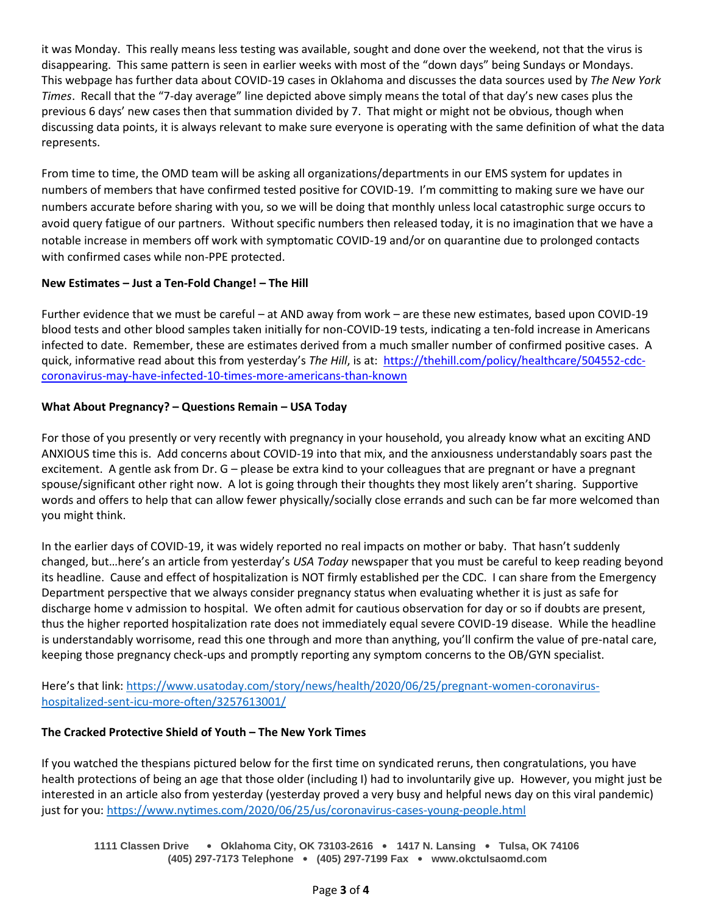it was Monday. This really means less testing was available, sought and done over the weekend, not that the virus is disappearing. This same pattern is seen in earlier weeks with most of the "down days" being Sundays or Mondays. This webpage has further data about COVID-19 cases in Oklahoma and discusses the data sources used by *The New York Times*. Recall that the "7-day average" line depicted above simply means the total of that day's new cases plus the previous 6 days' new cases then that summation divided by 7. That might or might not be obvious, though when discussing data points, it is always relevant to make sure everyone is operating with the same definition of what the data represents.

From time to time, the OMD team will be asking all organizations/departments in our EMS system for updates in numbers of members that have confirmed tested positive for COVID-19. I'm committing to making sure we have our numbers accurate before sharing with you, so we will be doing that monthly unless local catastrophic surge occurs to avoid query fatigue of our partners. Without specific numbers then released today, it is no imagination that we have a notable increase in members off work with symptomatic COVID-19 and/or on quarantine due to prolonged contacts with confirmed cases while non-PPE protected.

**New Estimates – Just a Ten-Fold Change! – The Hill**

Further evidence that we must be careful – at AND away from work – are these new estimates, based upon COVID-19 blood tests and other blood samples taken initially for non-COVID-19 tests, indicating a ten-fold increase in Americans infected to date. Remember, these are estimates derived from a much smaller number of confirmed positive cases. A quick, informative read about this from yesterday's *The Hill*, is at: https://thehill.com/policy/healthcare/504552-cdc-coronavirus-may-have-infected-10-times-more-americans-than-known

**What About Pregnancy? – Questions Remain – USA Today**

For those of you presently or very recently with pregnancy in your household, you already know what an exciting AND ANXIOUS time this is. Add concerns about COVID-19 into that mix, and the anxiousness understandably soars past the excitement. A gentle ask from Dr. G – please be extra kind to your colleagues that are pregnant or have a pregnant spouse/significant other right now. A lot is going through their thoughts they most likely aren't sharing. Supportive words and offers to help that can allow fewer physically/socially close errands and such can be far more welcomed than you might think.

In the earlier days of COVID-19, it was widely reported no real impacts on mother or baby. That hasn't suddenly changed, but…here's an article from yesterday's *USA Today* newspaper that you must be careful to keep reading beyond its headline. Cause and effect of hospitalization is NOT firmly established per the CDC. I can share from the Emergency Department perspective that we always consider pregnancy status when evaluating whether it is just as safe for discharge home v admission to hospital. We often admit for cautious observation for day or so if doubts are present, thus the higher reported hospitalization rate does not immediately equal severe COVID-19 disease. While the headline is understandably worrisome, read this one through and more than anything, you'll confirm the value of pre-natal care, keeping those pregnancy check-ups and promptly reporting any symptom concerns to the OB/GYN specialist.

Here's that link: https://www.usatoday.com/story/news/health/2020/06/25/pregnant-women-coronavirus-hospitalized-sent-icu-more-often/3257613001/

**The Cracked Protective Shield of Youth – The New York Times**

If you watched the thespians pictured below for the first time on syndicated reruns, then congratulations, you have health protections of being an age that those older (including I) had to involuntarily give up. However, you might just be interested in an article also from yesterday (yesterday proved a very busy and helpful news day on this viral pandemic) just for you: https://www.nytimes.com/2020/06/25/us/coronavirus-cases-young-people.html

1111 Classen Drive • Oklahoma City, OK 73103-2616 • 1417 N. Lansing • Tulsa, OK 74106
(405) 297-7173 Telephone • (405) 297-7199 Fax • www.okctulsaomd.com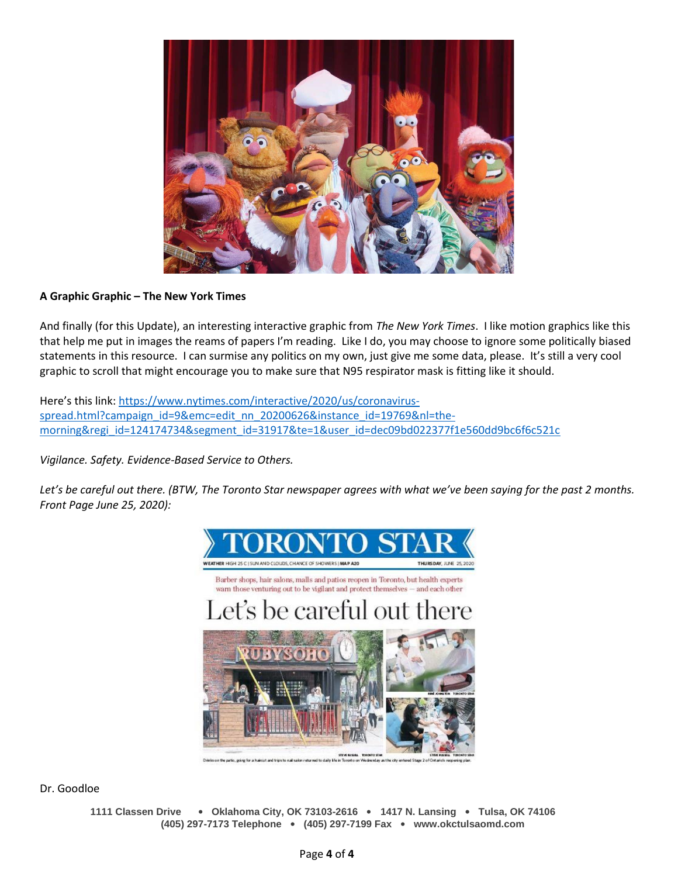**A Graphic Graphic – The New York Times**

And finally (for this Update), an interesting interactive graphic from *The New York Times*. I like motion graphics like this that help me put in images the reams of papers I'm reading. Like I do, you may choose to ignore some politically biased statements in this resource. I can surmise any politics on my own, just give me some data, please. It's still a very cool graphic to scroll that might encourage you to make sure that N95 respirator mask is fitting like it should.

Here's this link: https://www.nytimes.com/interactive/2020/us/coronavirus-spread.html?campaign_id=9&emc=edit_nn_20200626&instance_id=19769&nl=the-morning&regi_id=124174734&segment_id=31917&te=1&user_id=dec09bd022377f1e560dd9bc6f6c521c

*Vigilance. Safety. Evidence-Based Service to Others.*

*Let's be careful out there. (BTW, The Toronto Star newspaper agrees with what we've been saying for the past 2 months. Front Page June 25, 2020):*

Dr. Goodloe

**1111 Classen Drive • Oklahoma City, OK 73103-2616 • 1417 N. Lansing • Tulsa, OK 74106**
**(405) 297-7173 Telephone • (405) 297-7199 Fax • www.okctulsaomd.com**